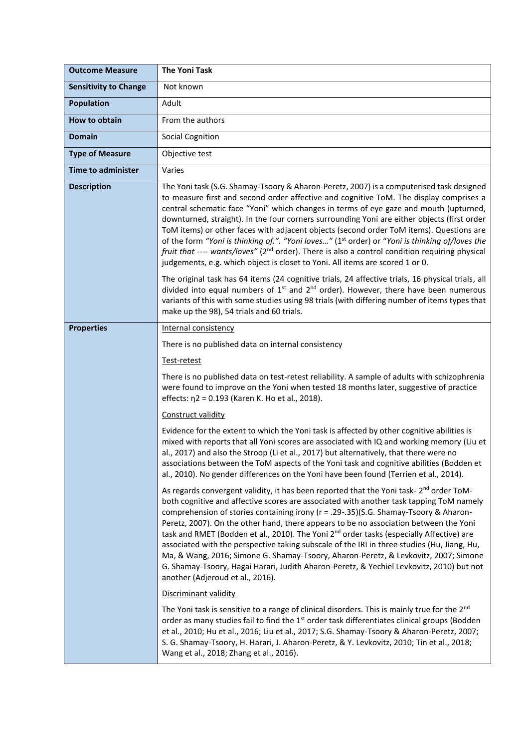| **Outcome Measure** | **The Yoni Task** |
|---|---|
| **Sensitivity to Change** | Not known |
| **Population** | Adult |
| **How to obtain** | From the authors |
| **Domain** | Social Cognition |
| **Type of Measure** | Objective test |
| **Time to administer** | Varies |
| **Description** | The Yoni task (S.G. Shamay-Tsoory & Aharon-Peretz, 2007) is a computerised task designed to measure first and second order affective and cognitive ToM. The display comprises a central schematic face "Yoni" which changes in terms of eye gaze and mouth (upturned, downturned, straight). In the four corners surrounding Yoni are either objects (first order ToM items) or other faces with adjacent objects (second order ToM items). Questions are of the form *"Yoni is thinking of.". "Yoni loves…"* (1st order) or "*Yoni is thinking of/loves the fruit that ---- wants/loves"* (2nd order). There is also a control condition requiring physical judgements, e.g. which object is closet to Yoni. All items are scored 1 or 0.<br><br>The original task has 64 items (24 cognitive trials, 24 affective trials, 16 physical trials, all divided into equal numbers of 1st and 2nd order). However, there have been numerous variants of this with some studies using 98 trials (with differing number of items types that make up the 98), 54 trials and 60 trials. |
| **Properties** | <u>Internal consistency</u><br><br>There is no published data on internal consistency<br><br><u>Test-retest</u><br><br>There is no published data on test-retest reliability. A sample of adults with schizophrenia were found to improve on the Yoni when tested 18 months later, suggestive of practice effects: $\eta 2 = 0.193$ (Karen K. Ho et al., 2018).<br><br><u>Construct validity</u><br><br>Evidence for the extent to which the Yoni task is affected by other cognitive abilities is mixed with reports that all Yoni scores are associated with IQ and working memory (Liu et al., 2017) and also the Stroop (Li et al., 2017) but alternatively, that there were no associations between the ToM aspects of the Yoni task and cognitive abilities (Bodden et al., 2010). No gender differences on the Yoni have been found (Terrien et al., 2014).<br><br>As regards convergent validity, it has been reported that the Yoni task- 2nd order ToM- both cognitive and affective scores are associated with another task tapping ToM namely comprehension of stories containing irony (r = .29-.35)(S.G. Shamay-Tsoory & Aharon-Peretz, 2007). On the other hand, there appears to be no association between the Yoni task and RMET (Bodden et al., 2010). The Yoni 2nd order tasks (especially Affective) are associated with the perspective taking subscale of the IRI in three studies (Hu, Jiang, Hu, Ma, & Wang, 2016; Simone G. Shamay-Tsoory, Aharon-Peretz, & Levkovitz, 2007; Simone G. Shamay-Tsoory, Hagai Harari, Judith Aharon-Peretz, & Yechiel Levkovitz, 2010) but not another (Adjeroud et al., 2016).<br><br><u>Discriminant validity</u><br><br>The Yoni task is sensitive to a range of clinical disorders. This is mainly true for the 2nd order as many studies fail to find the 1st order task differentiates clinical groups (Bodden et al., 2010; Hu et al., 2016; Liu et al., 2017; S.G. Shamay-Tsoory & Aharon-Peretz, 2007; S. G. Shamay-Tsoory, H. Harari, J. Aharon-Peretz, & Y. Levkovitz, 2010; Tin et al., 2018; Wang et al., 2018; Zhang et al., 2016). |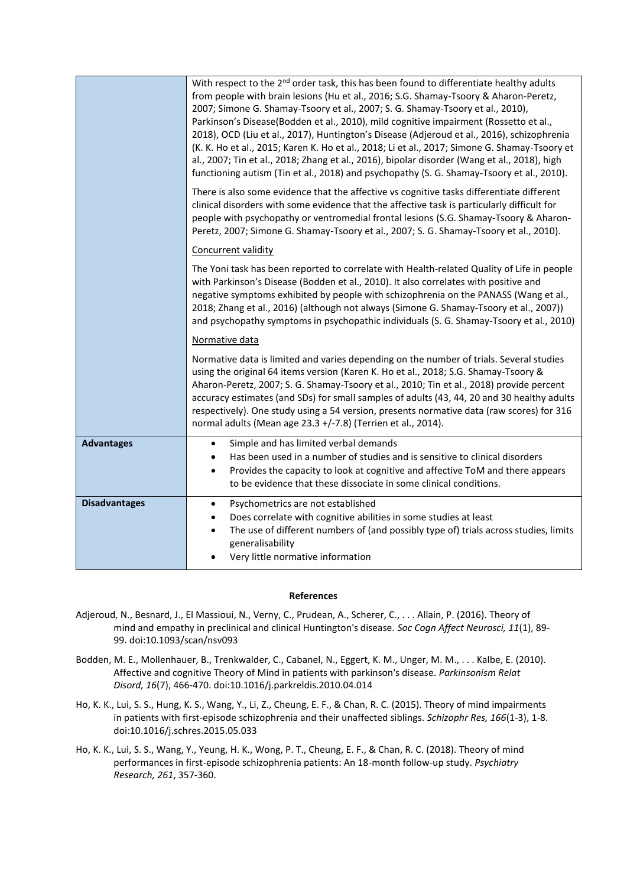| | |
|---|---|
| | With respect to the 2nd order task, this has been found to differentiate healthy adults from people with brain lesions (Hu et al., 2016; S.G. Shamay-Tsoory & Aharon-Peretz, 2007; Simone G. Shamay-Tsoory et al., 2007; S. G. Shamay-Tsoory et al., 2010), Parkinson's Disease(Bodden et al., 2010), mild cognitive impairment (Rossetto et al., 2018), OCD (Liu et al., 2017), Huntington's Disease (Adjeroud et al., 2016), schizophrenia (K. K. Ho et al., 2015; Karen K. Ho et al., 2018; Li et al., 2017; Simone G. Shamay-Tsoory et al., 2007; Tin et al., 2018; Zhang et al., 2016), bipolar disorder (Wang et al., 2018), high functioning autism (Tin et al., 2018) and psychopathy (S. G. Shamay-Tsoory et al., 2010).<br><br>There is also some evidence that the affective vs cognitive tasks differentiate different clinical disorders with some evidence that the affective task is particularly difficult for people with psychopathy or ventromedial frontal lesions (S.G. Shamay-Tsoory & Aharon-Peretz, 2007; Simone G. Shamay-Tsoory et al., 2007; S. G. Shamay-Tsoory et al., 2010).<br><br><u>Concurrent validity</u><br><br>The Yoni task has been reported to correlate with Health-related Quality of Life in people with Parkinson's Disease (Bodden et al., 2010). It also correlates with positive and negative symptoms exhibited by people with schizophrenia on the PANASS (Wang et al., 2018; Zhang et al., 2016) (although not always (Simone G. Shamay-Tsoory et al., 2007)) and psychopathy symptoms in psychopathic individuals (S. G. Shamay-Tsoory et al., 2010)<br><br><u>Normative data</u><br><br>Normative data is limited and varies depending on the number of trials. Several studies using the original 64 items version (Karen K. Ho et al., 2018; S.G. Shamay-Tsoory & Aharon-Peretz, 2007; S. G. Shamay-Tsoory et al., 2010; Tin et al., 2018) provide percent accuracy estimates (and SDs) for small samples of adults (43, 44, 20 and 30 healthy adults respectively). One study using a 54 version, presents normative data (raw scores) for 316 normal adults (Mean age 23.3 +/-7.8) (Terrien et al., 2014). |
| **Advantages** | • Simple and has limited verbal demands<br>• Has been used in a number of studies and is sensitive to clinical disorders<br>• Provides the capacity to look at cognitive and affective ToM and there appears to be evidence that these dissociate in some clinical conditions. |
| **Disadvantages** | • Psychometrics are not established<br>• Does correlate with cognitive abilities in some studies at least<br>• The use of different numbers of (and possibly type of) trials across studies, limits generalisability<br>• Very little normative information |

**References**

Adjeroud, N., Besnard, J., El Massioui, N., Verny, C., Prudean, A., Scherer, C., . . . Allain, P. (2016). Theory of mind and empathy in preclinical and clinical Huntington's disease. *Soc Cogn Affect Neurosci, 11*(1), 89-99. doi:10.1093/scan/nsv093

Bodden, M. E., Mollenhauer, B., Trenkwalder, C., Cabanel, N., Eggert, K. M., Unger, M. M., . . . Kalbe, E. (2010). Affective and cognitive Theory of Mind in patients with parkinson's disease. *Parkinsonism Relat Disord, 16*(7), 466-470. doi:10.1016/j.parkreldis.2010.04.014

Ho, K. K., Lui, S. S., Hung, K. S., Wang, Y., Li, Z., Cheung, E. F., & Chan, R. C. (2015). Theory of mind impairments in patients with first-episode schizophrenia and their unaffected siblings. *Schizophr Res, 166*(1-3), 1-8. doi:10.1016/j.schres.2015.05.033

Ho, K. K., Lui, S. S., Wang, Y., Yeung, H. K., Wong, P. T., Cheung, E. F., & Chan, R. C. (2018). Theory of mind performances in first-episode schizophrenia patients: An 18-month follow-up study. *Psychiatry Research, 261*, 357-360.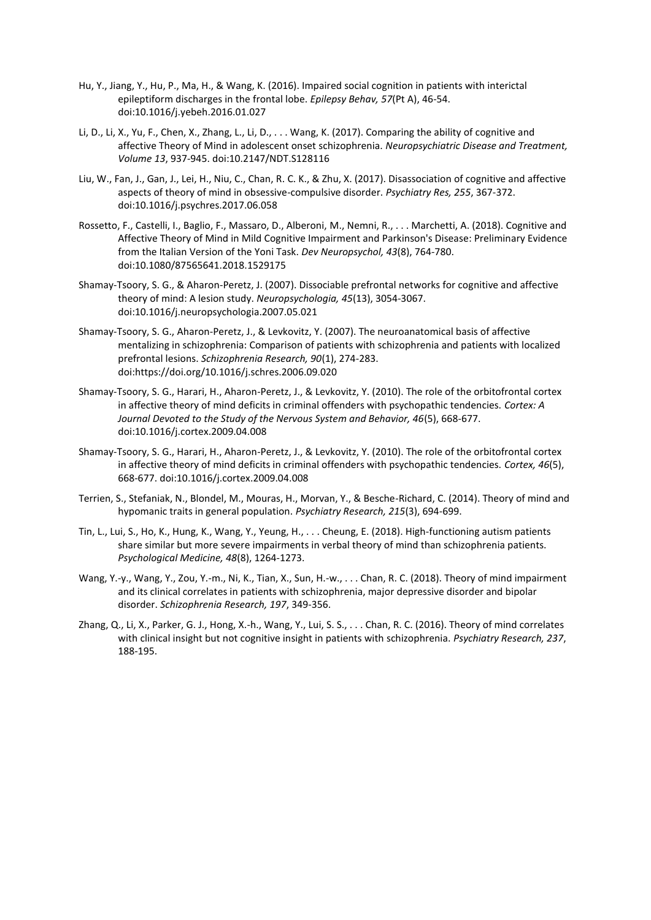Hu, Y., Jiang, Y., Hu, P., Ma, H., & Wang, K. (2016). Impaired social cognition in patients with interictal epileptiform discharges in the frontal lobe. *Epilepsy Behav, 57*(Pt A), 46-54. doi:10.1016/j.yebeh.2016.01.027

Li, D., Li, X., Yu, F., Chen, X., Zhang, L., Li, D., . . . Wang, K. (2017). Comparing the ability of cognitive and affective Theory of Mind in adolescent onset schizophrenia. *Neuropsychiatric Disease and Treatment, Volume 13*, 937-945. doi:10.2147/NDT.S128116

Liu, W., Fan, J., Gan, J., Lei, H., Niu, C., Chan, R. C. K., & Zhu, X. (2017). Disassociation of cognitive and affective aspects of theory of mind in obsessive-compulsive disorder. *Psychiatry Res, 255*, 367-372. doi:10.1016/j.psychres.2017.06.058

Rossetto, F., Castelli, I., Baglio, F., Massaro, D., Alberoni, M., Nemni, R., . . . Marchetti, A. (2018). Cognitive and Affective Theory of Mind in Mild Cognitive Impairment and Parkinson's Disease: Preliminary Evidence from the Italian Version of the Yoni Task. *Dev Neuropsychol, 43*(8), 764-780. doi:10.1080/87565641.2018.1529175

Shamay-Tsoory, S. G., & Aharon-Peretz, J. (2007). Dissociable prefrontal networks for cognitive and affective theory of mind: A lesion study. *Neuropsychologia, 45*(13), 3054-3067. doi:10.1016/j.neuropsychologia.2007.05.021

Shamay-Tsoory, S. G., Aharon-Peretz, J., & Levkovitz, Y. (2007). The neuroanatomical basis of affective mentalizing in schizophrenia: Comparison of patients with schizophrenia and patients with localized prefrontal lesions. *Schizophrenia Research, 90*(1), 274-283. doi:https://doi.org/10.1016/j.schres.2006.09.020

Shamay-Tsoory, S. G., Harari, H., Aharon-Peretz, J., & Levkovitz, Y. (2010). The role of the orbitofrontal cortex in affective theory of mind deficits in criminal offenders with psychopathic tendencies. *Cortex: A Journal Devoted to the Study of the Nervous System and Behavior, 46*(5), 668-677. doi:10.1016/j.cortex.2009.04.008

Shamay-Tsoory, S. G., Harari, H., Aharon-Peretz, J., & Levkovitz, Y. (2010). The role of the orbitofrontal cortex in affective theory of mind deficits in criminal offenders with psychopathic tendencies. *Cortex, 46*(5), 668-677. doi:10.1016/j.cortex.2009.04.008

Terrien, S., Stefaniak, N., Blondel, M., Mouras, H., Morvan, Y., & Besche-Richard, C. (2014). Theory of mind and hypomanic traits in general population. *Psychiatry Research, 215*(3), 694-699.

Tin, L., Lui, S., Ho, K., Hung, K., Wang, Y., Yeung, H., . . . Cheung, E. (2018). High-functioning autism patients share similar but more severe impairments in verbal theory of mind than schizophrenia patients. *Psychological Medicine, 48*(8), 1264-1273.

Wang, Y.-y., Wang, Y., Zou, Y.-m., Ni, K., Tian, X., Sun, H.-w., . . . Chan, R. C. (2018). Theory of mind impairment and its clinical correlates in patients with schizophrenia, major depressive disorder and bipolar disorder. *Schizophrenia Research, 197*, 349-356.

Zhang, Q., Li, X., Parker, G. J., Hong, X.-h., Wang, Y., Lui, S. S., . . . Chan, R. C. (2016). Theory of mind correlates with clinical insight but not cognitive insight in patients with schizophrenia. *Psychiatry Research, 237*, 188-195.